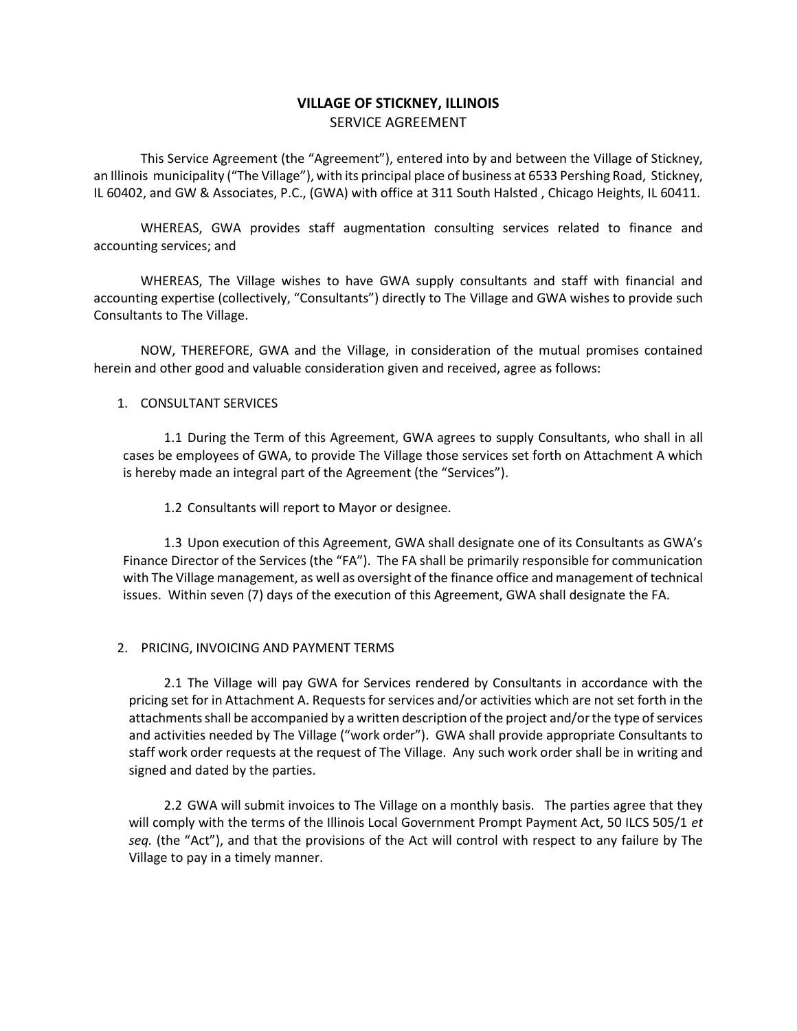# VILLAGE OF STICKNEY, ILLINOIS
## SERVICE AGREEMENT

This Service Agreement (the "Agreement"), entered into by and between the Village of Stickney, an Illinois municipality ("The Village"), with its principal place of business at 6533 Pershing Road, Stickney, IL 60402, and GW & Associates, P.C., (GWA) with office at 311 South Halsted , Chicago Heights, IL 60411.

WHEREAS, GWA provides staff augmentation consulting services related to finance and accounting services; and

WHEREAS, The Village wishes to have GWA supply consultants and staff with financial and accounting expertise (collectively, "Consultants") directly to The Village and GWA wishes to provide such Consultants to The Village.

NOW, THEREFORE, GWA and the Village, in consideration of the mutual promises contained herein and other good and valuable consideration given and received, agree as follows:

1. CONSULTANT SERVICES

1.1 During the Term of this Agreement, GWA agrees to supply Consultants, who shall in all cases be employees of GWA, to provide The Village those services set forth on Attachment A which is hereby made an integral part of the Agreement (the "Services").

1.2 Consultants will report to Mayor or designee.

1.3 Upon execution of this Agreement, GWA shall designate one of its Consultants as GWA's Finance Director of the Services (the "FA"). The FA shall be primarily responsible for communication with The Village management, as well as oversight of the finance office and management of technical issues. Within seven (7) days of the execution of this Agreement, GWA shall designate the FA.

2. PRICING, INVOICING AND PAYMENT TERMS

2.1 The Village will pay GWA for Services rendered by Consultants in accordance with the pricing set for in Attachment A. Requests for services and/or activities which are not set forth in the attachments shall be accompanied by a written description of the project and/or the type of services and activities needed by The Village ("work order"). GWA shall provide appropriate Consultants to staff work order requests at the request of The Village. Any such work order shall be in writing and signed and dated by the parties.

2.2 GWA will submit invoices to The Village on a monthly basis. The parties agree that they will comply with the terms of the Illinois Local Government Prompt Payment Act, 50 ILCS 505/1 *et seq.* (the "Act"), and that the provisions of the Act will control with respect to any failure by The Village to pay in a timely manner.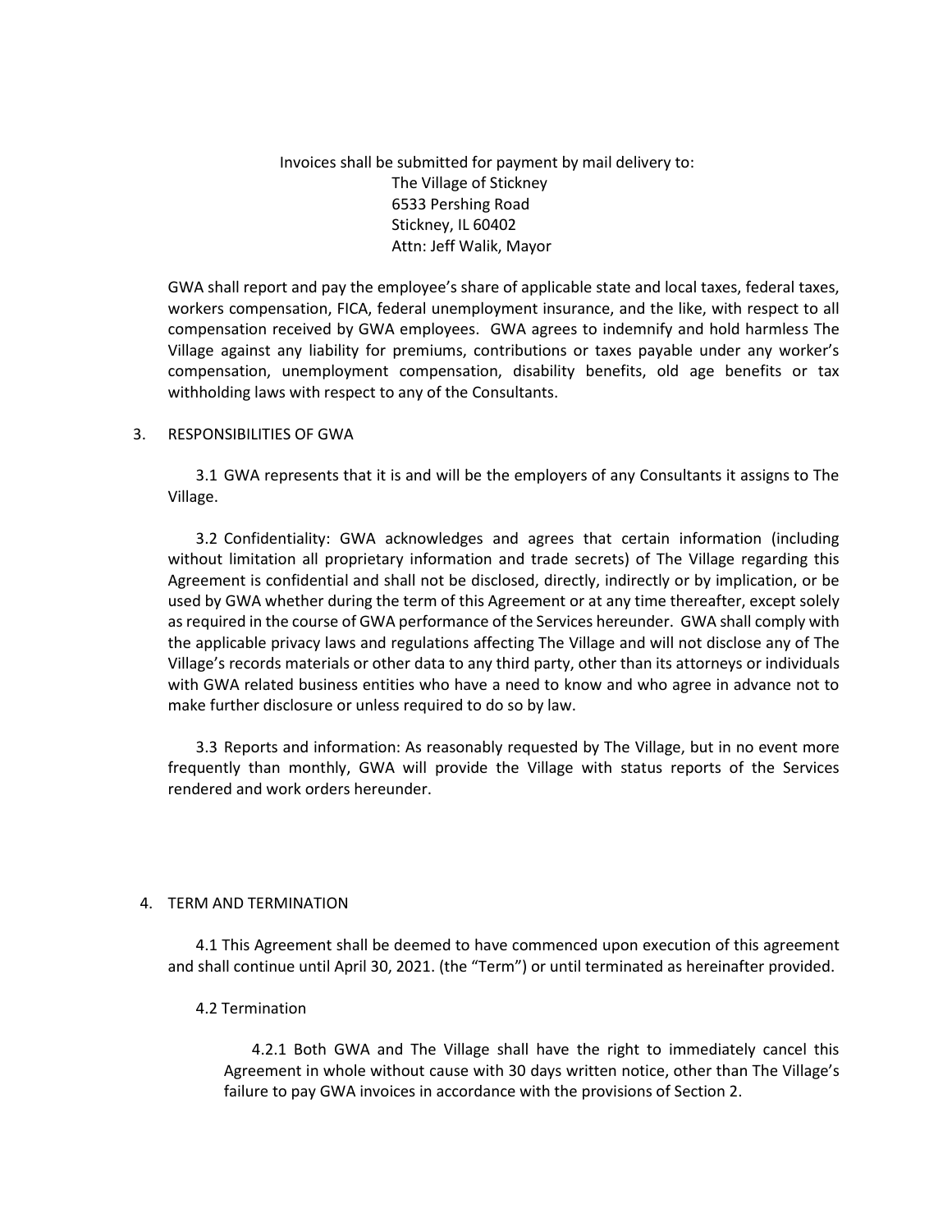Invoices shall be submitted for payment by mail delivery to:
The Village of Stickney
6533 Pershing Road
Stickney, IL 60402
Attn: Jeff Walik, Mayor

GWA shall report and pay the employee's share of applicable state and local taxes, federal taxes, workers compensation, FICA, federal unemployment insurance, and the like, with respect to all compensation received by GWA employees. GWA agrees to indemnify and hold harmless The Village against any liability for premiums, contributions or taxes payable under any worker's compensation, unemployment compensation, disability benefits, old age benefits or tax withholding laws with respect to any of the Consultants.

3. RESPONSIBILITIES OF GWA

3.1 GWA represents that it is and will be the employers of any Consultants it assigns to The Village.

3.2 Confidentiality: GWA acknowledges and agrees that certain information (including without limitation all proprietary information and trade secrets) of The Village regarding this Agreement is confidential and shall not be disclosed, directly, indirectly or by implication, or be used by GWA whether during the term of this Agreement or at any time thereafter, except solely as required in the course of GWA performance of the Services hereunder. GWA shall comply with the applicable privacy laws and regulations affecting The Village and will not disclose any of The Village's records materials or other data to any third party, other than its attorneys or individuals with GWA related business entities who have a need to know and who agree in advance not to make further disclosure or unless required to do so by law.

3.3 Reports and information: As reasonably requested by The Village, but in no event more frequently than monthly, GWA will provide the Village with status reports of the Services rendered and work orders hereunder.

4. TERM AND TERMINATION

4.1 This Agreement shall be deemed to have commenced upon execution of this agreement and shall continue until April 30, 2021. (the "Term") or until terminated as hereinafter provided.

4.2 Termination

4.2.1 Both GWA and The Village shall have the right to immediately cancel this Agreement in whole without cause with 30 days written notice, other than The Village's failure to pay GWA invoices in accordance with the provisions of Section 2.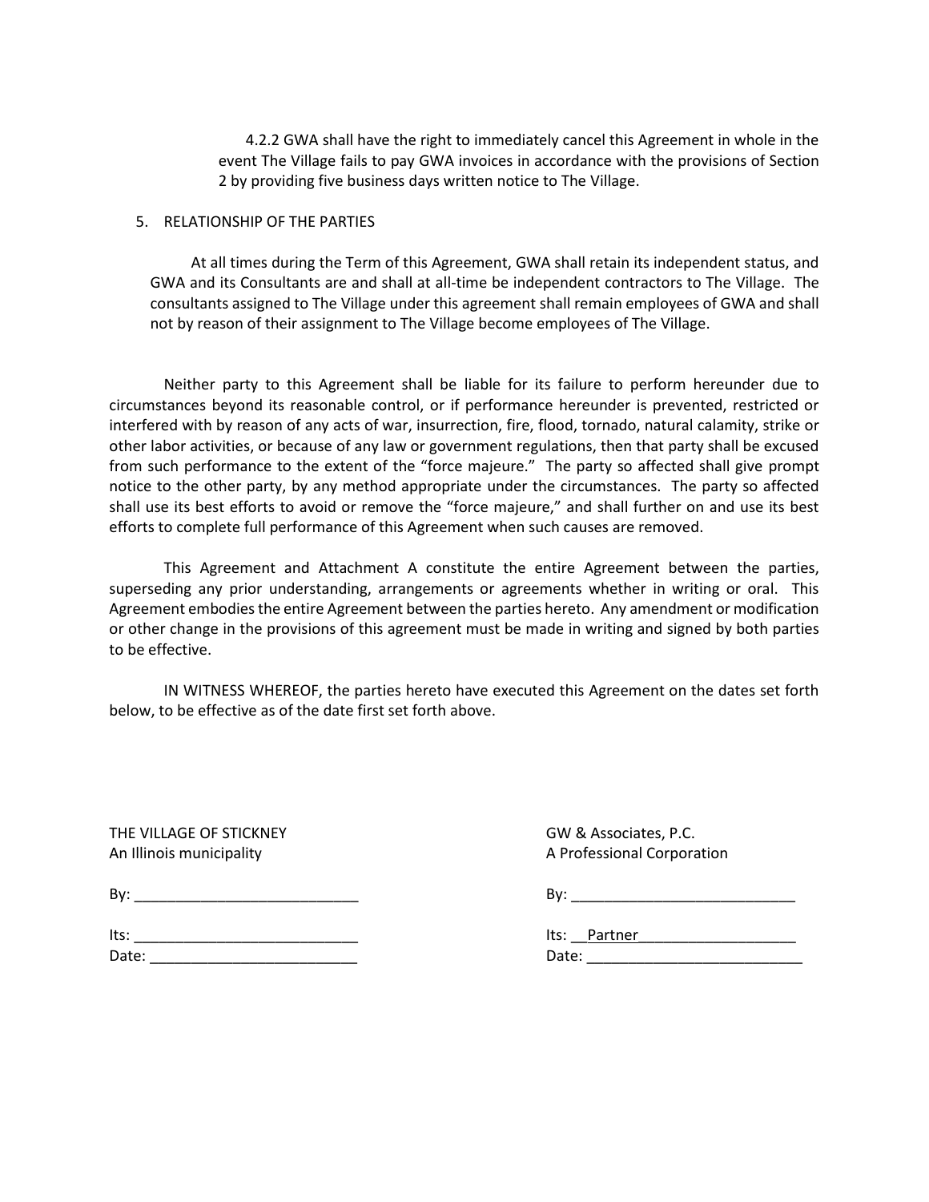4.2.2 GWA shall have the right to immediately cancel this Agreement in whole in the event The Village fails to pay GWA invoices in accordance with the provisions of Section 2 by providing five business days written notice to The Village.

5. RELATIONSHIP OF THE PARTIES

At all times during the Term of this Agreement, GWA shall retain its independent status, and GWA and its Consultants are and shall at all-time be independent contractors to The Village. The consultants assigned to The Village under this agreement shall remain employees of GWA and shall not by reason of their assignment to The Village become employees of The Village.

Neither party to this Agreement shall be liable for its failure to perform hereunder due to circumstances beyond its reasonable control, or if performance hereunder is prevented, restricted or interfered with by reason of any acts of war, insurrection, fire, flood, tornado, natural calamity, strike or other labor activities, or because of any law or government regulations, then that party shall be excused from such performance to the extent of the "force majeure." The party so affected shall give prompt notice to the other party, by any method appropriate under the circumstances. The party so affected shall use its best efforts to avoid or remove the "force majeure," and shall further on and use its best efforts to complete full performance of this Agreement when such causes are removed.

This Agreement and Attachment A constitute the entire Agreement between the parties, superseding any prior understanding, arrangements or agreements whether in writing or oral. This Agreement embodies the entire Agreement between the parties hereto. Any amendment or modification or other change in the provisions of this agreement must be made in writing and signed by both parties to be effective.

IN WITNESS WHEREOF, the parties hereto have executed this Agreement on the dates set forth below, to be effective as of the date first set forth above.

THE VILLAGE OF STICKNEY
An Illinois municipality

By: ___________________________

Its: ___________________________

Date: _________________________

GW & Associates, P.C.
A Professional Corporation

By: ___________________________

Its: __Partner___________________

Date: __________________________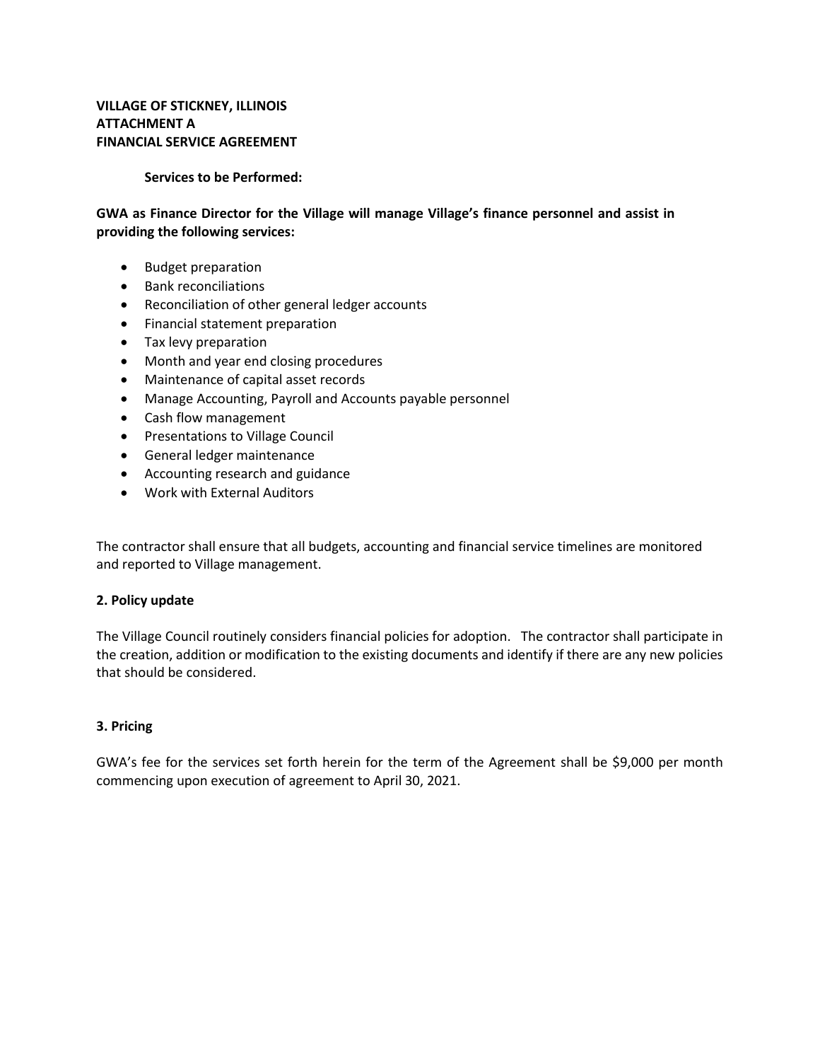**VILLAGE OF STICKNEY, ILLINOIS**
**ATTACHMENT A**
**FINANCIAL SERVICE AGREEMENT**

**Services to be Performed:**

**GWA as Finance Director for the Village will manage Village's finance personnel and assist in providing the following services:**

- Budget preparation
- Bank reconciliations
- Reconciliation of other general ledger accounts
- Financial statement preparation
- Tax levy preparation
- Month and year end closing procedures
- Maintenance of capital asset records
- Manage Accounting, Payroll and Accounts payable personnel
- Cash flow management
- Presentations to Village Council
- General ledger maintenance
- Accounting research and guidance
- Work with External Auditors

The contractor shall ensure that all budgets, accounting and financial service timelines are monitored and reported to Village management.

**2. Policy update**

The Village Council routinely considers financial policies for adoption. The contractor shall participate in the creation, addition or modification to the existing documents and identify if there are any new policies that should be considered.

**3. Pricing**

GWA's fee for the services set forth herein for the term of the Agreement shall be $9,000 per month commencing upon execution of agreement to April 30, 2021.